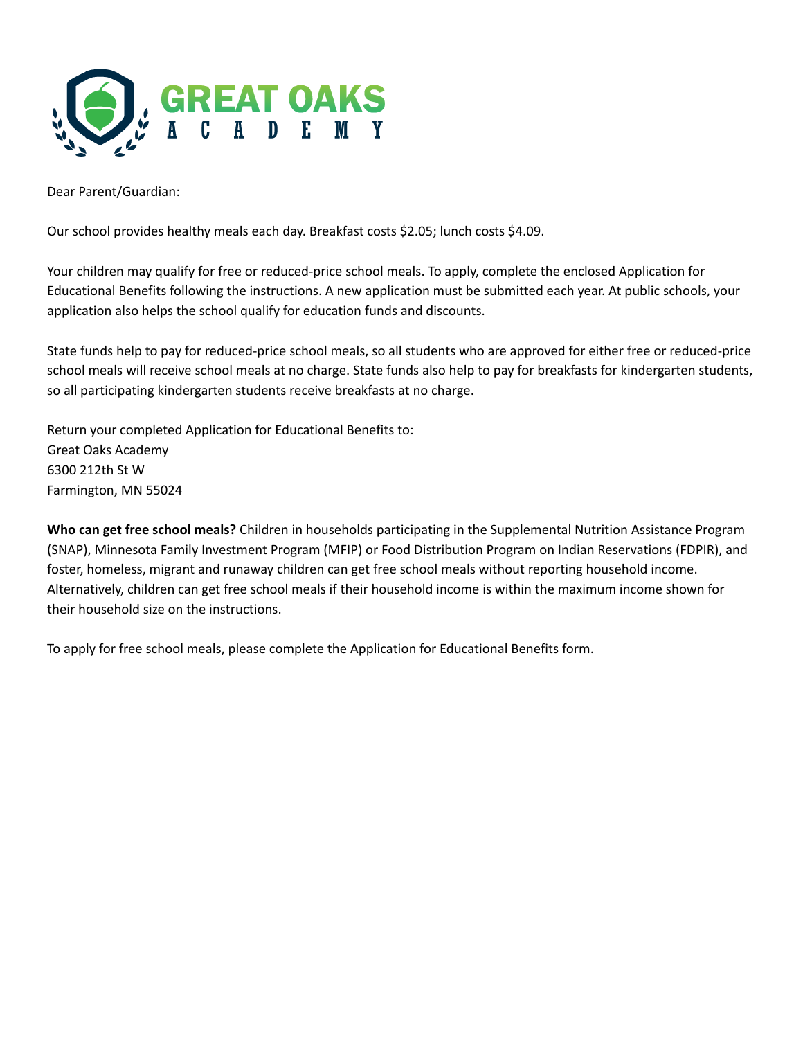GREAT OAKS ACADEMY

Dear Parent/Guardian:

Our school provides healthy meals each day. Breakfast costs $2.05; lunch costs $4.09.

Your children may qualify for free or reduced-price school meals. To apply, complete the enclosed Application for Educational Benefits following the instructions. A new application must be submitted each year. At public schools, your application also helps the school qualify for education funds and discounts.

State funds help to pay for reduced-price school meals, so all students who are approved for either free or reduced-price school meals will receive school meals at no charge. State funds also help to pay for breakfasts for kindergarten students, so all participating kindergarten students receive breakfasts at no charge.

Return your completed Application for Educational Benefits to:
Great Oaks Academy
6300 212th St W
Farmington, MN 55024

**Who can get free school meals?** Children in households participating in the Supplemental Nutrition Assistance Program (SNAP), Minnesota Family Investment Program (MFIP) or Food Distribution Program on Indian Reservations (FDPIR), and foster, homeless, migrant and runaway children can get free school meals without reporting household income. Alternatively, children can get free school meals if their household income is within the maximum income shown for their household size on the instructions.

To apply for free school meals, please complete the Application for Educational Benefits form.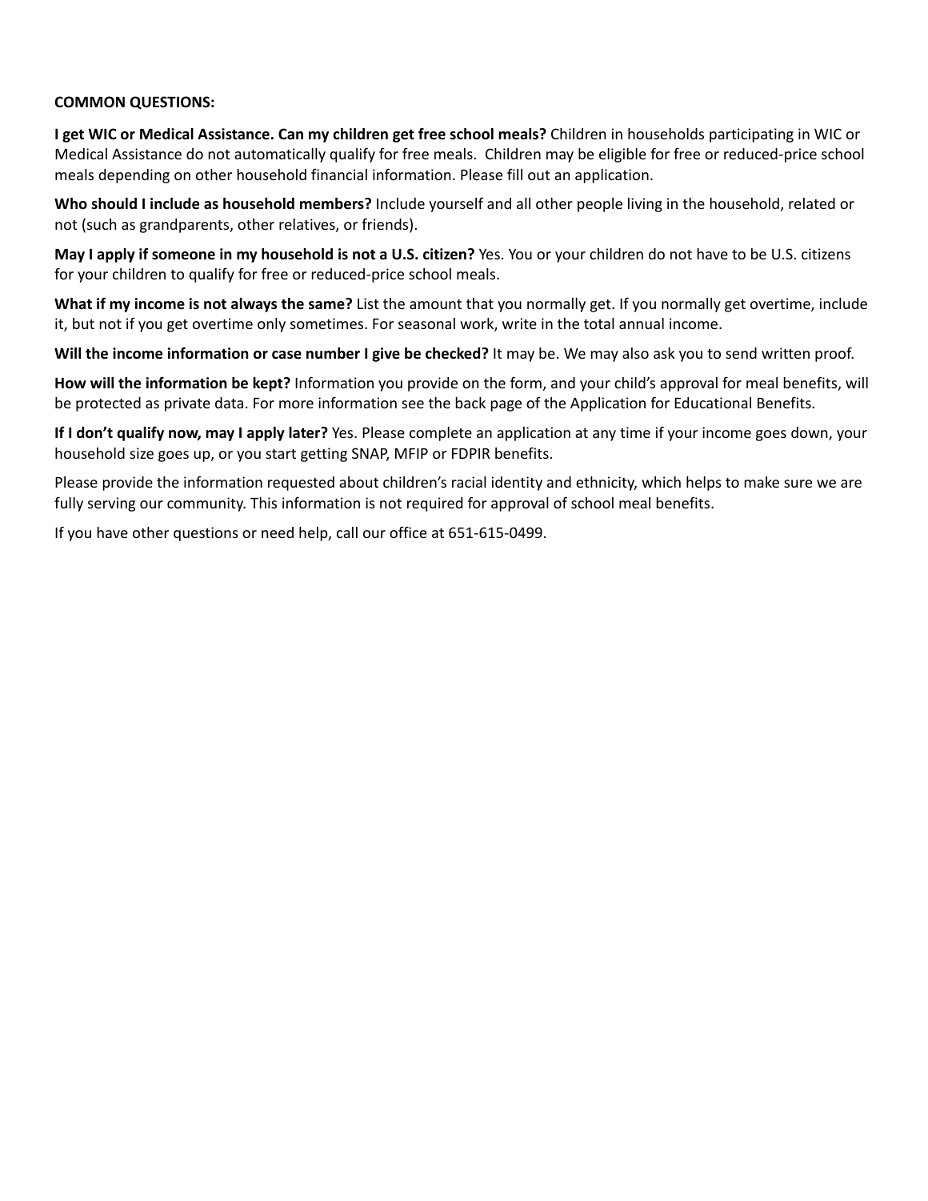**COMMON QUESTIONS:**

**I get WIC or Medical Assistance. Can my children get free school meals?** Children in households participating in WIC or Medical Assistance do not automatically qualify for free meals. Children may be eligible for free or reduced-price school meals depending on other household financial information. Please fill out an application.

**Who should I include as household members?** Include yourself and all other people living in the household, related or not (such as grandparents, other relatives, or friends).

**May I apply if someone in my household is not a U.S. citizen?** Yes. You or your children do not have to be U.S. citizens for your children to qualify for free or reduced-price school meals.

**What if my income is not always the same?** List the amount that you normally get. If you normally get overtime, include it, but not if you get overtime only sometimes. For seasonal work, write in the total annual income.

**Will the income information or case number I give be checked?** It may be. We may also ask you to send written proof.

**How will the information be kept?** Information you provide on the form, and your child's approval for meal benefits, will be protected as private data. For more information see the back page of the Application for Educational Benefits.

**If I don't qualify now, may I apply later?** Yes. Please complete an application at any time if your income goes down, your household size goes up, or you start getting SNAP, MFIP or FDPIR benefits.

Please provide the information requested about children's racial identity and ethnicity, which helps to make sure we are fully serving our community. This information is not required for approval of school meal benefits.

If you have other questions or need help, call our office at 651-615-0499.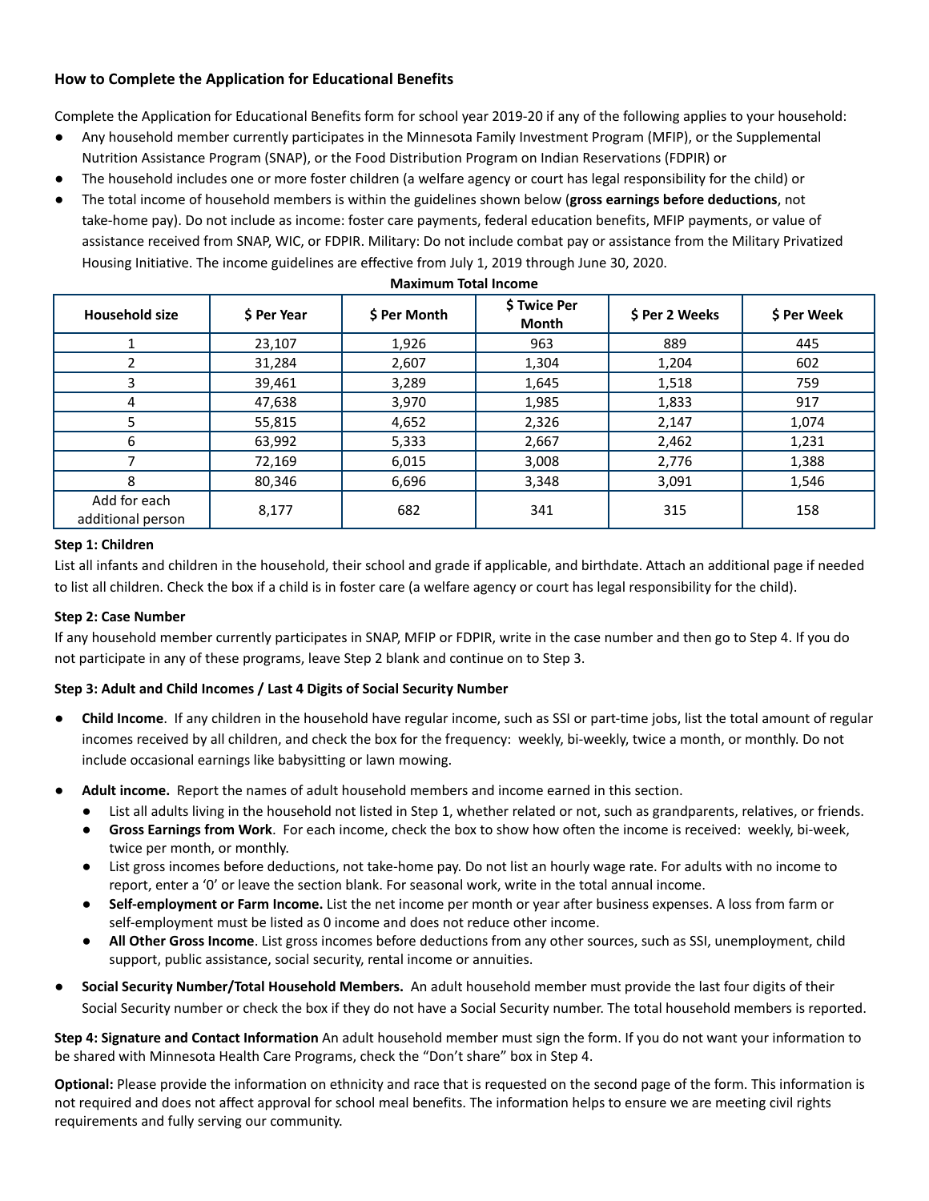## How to Complete the Application for Educational Benefits

Complete the Application for Educational Benefits form for school year 2019-20 if any of the following applies to your household:

- Any household member currently participates in the Minnesota Family Investment Program (MFIP), or the Supplemental Nutrition Assistance Program (SNAP), or the Food Distribution Program on Indian Reservations (FDPIR) or
- The household includes one or more foster children (a welfare agency or court has legal responsibility for the child) or
- The total income of household members is within the guidelines shown below (**gross earnings before deductions**, not take-home pay). Do not include as income: foster care payments, federal education benefits, MFIP payments, or value of assistance received from SNAP, WIC, or FDPIR. Military: Do not include combat pay or assistance from the Military Privatized Housing Initiative. The income guidelines are effective from July 1, 2019 through June 30, 2020.

**Maximum Total Income**

| Household size | $ Per Year | $ Per Month | $ Twice Per Month | $ Per 2 Weeks | $ Per Week |
|---|---|---|---|---|---|
| 1 | 23,107 | 1,926 | 963 | 889 | 445 |
| 2 | 31,284 | 2,607 | 1,304 | 1,204 | 602 |
| 3 | 39,461 | 3,289 | 1,645 | 1,518 | 759 |
| 4 | 47,638 | 3,970 | 1,985 | 1,833 | 917 |
| 5 | 55,815 | 4,652 | 2,326 | 2,147 | 1,074 |
| 6 | 63,992 | 5,333 | 2,667 | 2,462 | 1,231 |
| 7 | 72,169 | 6,015 | 3,008 | 2,776 | 1,388 |
| 8 | 80,346 | 6,696 | 3,348 | 3,091 | 1,546 |
| Add for each additional person | 8,177 | 682 | 341 | 315 | 158 |

**Step 1: Children**

List all infants and children in the household, their school and grade if applicable, and birthdate. Attach an additional page if needed to list all children. Check the box if a child is in foster care (a welfare agency or court has legal responsibility for the child).

**Step 2: Case Number**

If any household member currently participates in SNAP, MFIP or FDPIR, write in the case number and then go to Step 4. If you do not participate in any of these programs, leave Step 2 blank and continue on to Step 3.

**Step 3: Adult and Child Incomes / Last 4 Digits of Social Security Number**

- **Child Income**. If any children in the household have regular income, such as SSI or part-time jobs, list the total amount of regular incomes received by all children, and check the box for the frequency: weekly, bi-weekly, twice a month, or monthly. Do not include occasional earnings like babysitting or lawn mowing.
- **Adult income.** Report the names of adult household members and income earned in this section.
  - List all adults living in the household not listed in Step 1, whether related or not, such as grandparents, relatives, or friends.
  - **Gross Earnings from Work**. For each income, check the box to show how often the income is received: weekly, bi-week, twice per month, or monthly.
  - List gross incomes before deductions, not take-home pay. Do not list an hourly wage rate. For adults with no income to report, enter a '0' or leave the section blank. For seasonal work, write in the total annual income.
  - **Self-employment or Farm Income.** List the net income per month or year after business expenses. A loss from farm or self-employment must be listed as 0 income and does not reduce other income.
  - **All Other Gross Income**. List gross incomes before deductions from any other sources, such as SSI, unemployment, child support, public assistance, social security, rental income or annuities.
- **Social Security Number/Total Household Members.** An adult household member must provide the last four digits of their Social Security number or check the box if they do not have a Social Security number. The total household members is reported.

**Step 4: Signature and Contact Information** An adult household member must sign the form. If you do not want your information to be shared with Minnesota Health Care Programs, check the "Don't share" box in Step 4.

**Optional:** Please provide the information on ethnicity and race that is requested on the second page of the form. This information is not required and does not affect approval for school meal benefits. The information helps to ensure we are meeting civil rights requirements and fully serving our community.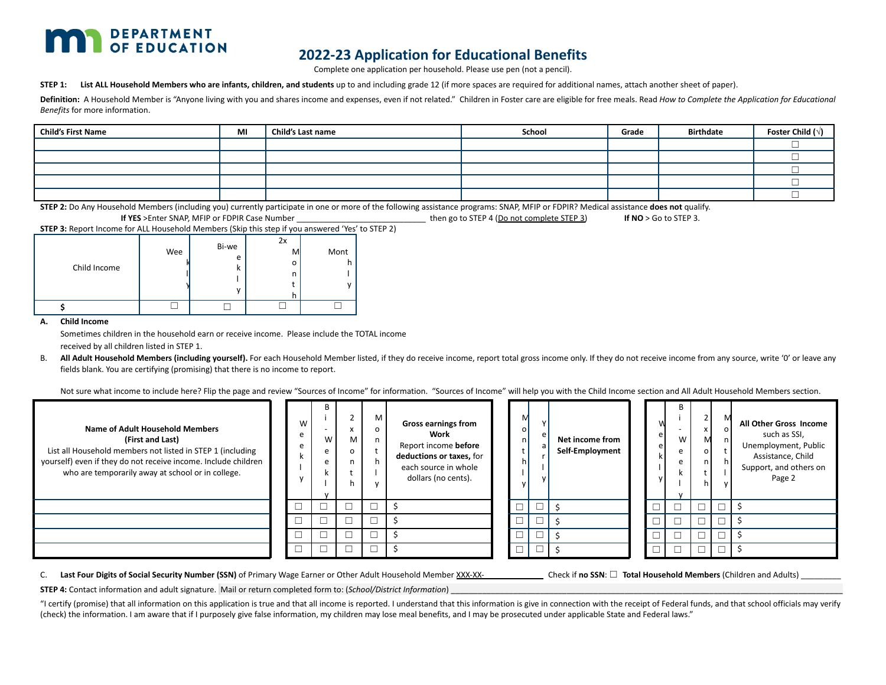# 2022-23 Application for Educational Benefits

Complete one application per household. Please use pen (not a pencil).

**STEP 1: List ALL Household Members who are infants, children, and students** up to and including grade 12 (if more spaces are required for additional names, attach another sheet of paper).

**Definition:** A Household Member is "Anyone living with you and shares income and expenses, even if not related." Children in Foster care are eligible for free meals. Read *How to Complete the Application for Educational Benefits* for more information.

| Child's First Name | MI | Child's Last name | School | Grade | Birthdate | Foster Child (√) |
|---|---|---|---|---|---|---|
| | | | | | | ☐ |
| | | | | | | ☐ |
| | | | | | | ☐ |
| | | | | | | ☐ |
| | | | | | | ☐ |

**STEP 2:** Do Any Household Members (including you) currently participate in one or more of the following assistance programs: SNAP, MFIP or FDPIR? Medical assistance **does not** qualify.

**If YES** >Enter SNAP, MFIP or FDPIR Case Number ____________________________ then go to STEP 4 (Do not complete STEP 3) **If NO** > Go to STEP 3.

**STEP 3:** Report Income for ALL Household Members (Skip this step if you answered 'Yes' to STEP 2)

| Child Income | Weekly | Bi-weekly | 2x Month | Monthly |
|---|---|---|---|---|
| $ | ☐ | ☐ | ☐ | ☐ |

A. **Child Income**

Sometimes children in the household earn or receive income. Please include the TOTAL income received by all children listed in STEP 1.

B. **All Adult Household Members (including yourself).** For each Household Member listed, if they do receive income, report total gross income only. If they do not receive income from any source, write '0' or leave any fields blank. You are certifying (promising) that there is no income to report.

Not sure what income to include here? Flip the page and review "Sources of Income" for information. "Sources of Income" will help you with the Child Income section and All Adult Household Members section.

| **Name of Adult Household Members (First and Last)** List all Household members not listed in STEP 1 (including yourself) even if they do not receive income. Include children who are temporarily away at school or in college. | Weekly | Bi-Weekly | 2x Month | Monthly | **Gross earnings from Work** Report income **before deductions or taxes,** for each source in whole dollars (no cents). | Monthly | Yearly | **Net income from Self-Employment** | Weekly | Bi-Weekly | 2x Month | Monthly | **All Other Gross Income** such as SSI, Unemployment, Public Assistance, Child Support, and others on Page 2 |
|---|---|---|---|---|---|---|---|---|---|---|---|---|---|
| | ☐ | ☐ | ☐ | ☐ | $ | ☐ | ☐ | $ | ☐ | ☐ | ☐ | ☐ | $ |
| | ☐ | ☐ | ☐ | ☐ | $ | ☐ | ☐ | $ | ☐ | ☐ | ☐ | ☐ | $ |
| | ☐ | ☐ | ☐ | ☐ | $ | ☐ | ☐ | $ | ☐ | ☐ | ☐ | ☐ | $ |
| | ☐ | ☐ | ☐ | ☐ | $ | ☐ | ☐ | $ | ☐ | ☐ | ☐ | ☐ | $ |

C. **Last Four Digits of Social Security Number (SSN)** of Primary Wage Earner or Other Adult Household Member XXX-XX-____________ Check if **no SSN**: ☐ **Total Household Members** (Children and Adults) _________

**STEP 4:** Contact information and adult signature. Mail or return completed form to: (*School/District Information*) ____________________________________________

"I certify (promise) that all information on this application is true and that all income is reported. I understand that this information is give in connection with the receipt of Federal funds, and that school officials may verify (check) the information. I am aware that if I purposely give false information, my children may lose meal benefits, and I may be prosecuted under applicable State and Federal laws."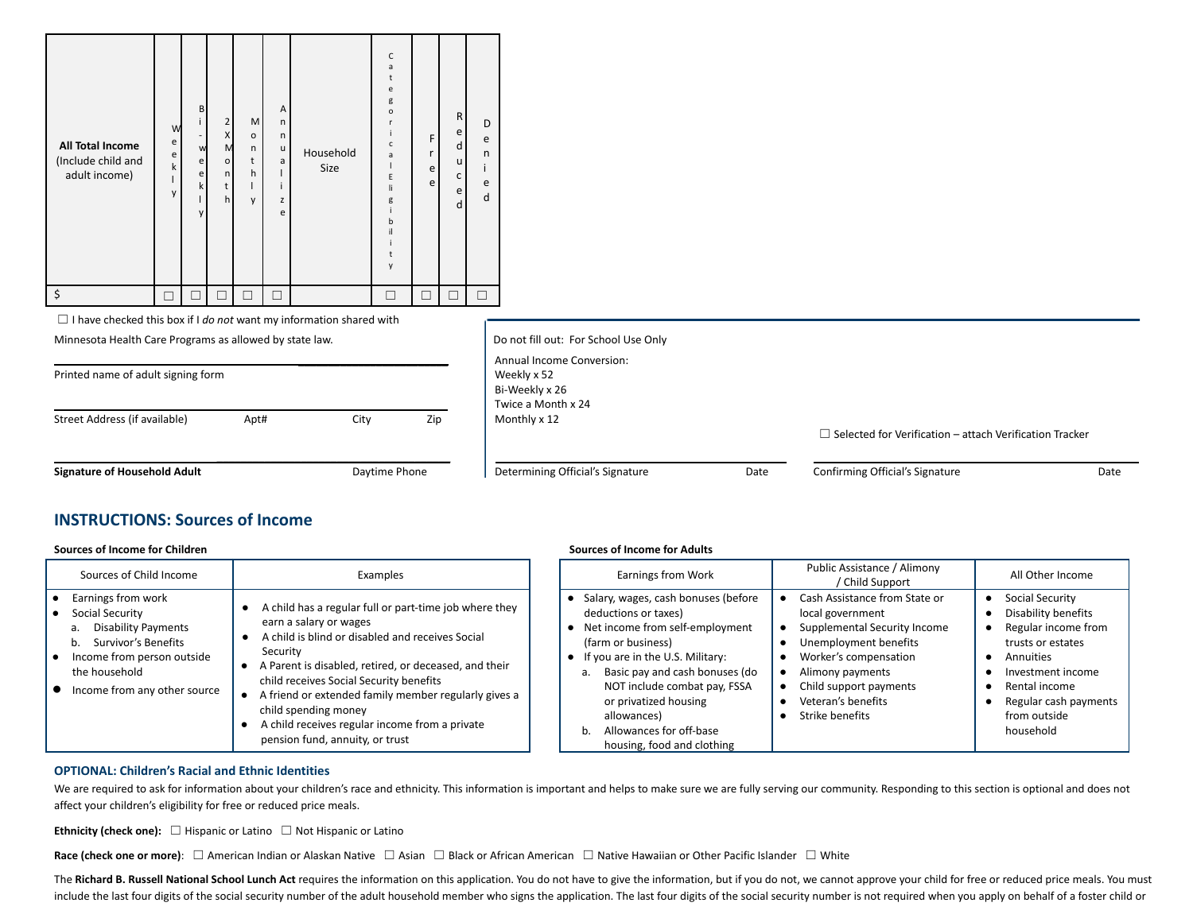| All Total Income (Include child and adult income) | Weekly | Bi-weekly | 2X Month | Monthly | Annualize | Household Size | Categorical Eligibility | Free | Reduced | Denied |
|---|---|---|---|---|---|---|---|---|---|---|
| $ | ☐ | ☐ | ☐ | ☐ | ☐ | | ☐ | ☐ | ☐ | ☐ |

☐ I have checked this box if I *do not* want my information shared with Minnesota Health Care Programs as allowed by state law.

Printed name of adult signing form

Street Address (if available) Apt# City Zip

**Signature of Household Adult** Daytime Phone

Do not fill out: For School Use Only

Annual Income Conversion:
Weekly x 52
Bi-Weekly x 26
Twice a Month x 24
Monthly x 12

☐ Selected for Verification – attach Verification Tracker

Determining Official's Signature Date

Confirming Official's Signature Date

## INSTRUCTIONS: Sources of Income

**Sources of Income for Children**

| Sources of Child Income | Examples |
|---|---|
| • Earnings from work<br>• Social Security<br>a. Disability Payments<br>b. Survivor's Benefits<br>• Income from person outside the household<br>• Income from any other source | • A child has a regular full or part-time job where they earn a salary or wages<br>• A child is blind or disabled and receives Social Security<br>• A Parent is disabled, retired, or deceased, and their child receives Social Security benefits<br>• A friend or extended family member regularly gives a child spending money<br>• A child receives regular income from a private pension fund, annuity, or trust |

**Sources of Income for Adults**

| Earnings from Work | Public Assistance / Alimony / Child Support | All Other Income |
|---|---|---|
| • Salary, wages, cash bonuses (before deductions or taxes)<br>• Net income from self-employment (farm or business)<br>• If you are in the U.S. Military:<br>a. Basic pay and cash bonuses (do NOT include combat pay, FSSA or privatized housing allowances)<br>b. Allowances for off-base housing, food and clothing | • Cash Assistance from State or local government<br>• Supplemental Security Income<br>• Unemployment benefits<br>• Worker's compensation<br>• Alimony payments<br>• Child support payments<br>• Veteran's benefits<br>• Strike benefits | • Social Security<br>• Disability benefits<br>• Regular income from trusts or estates<br>• Annuities<br>• Investment income<br>• Rental income<br>• Regular cash payments from outside household |

### OPTIONAL: Children's Racial and Ethnic Identities

We are required to ask for information about your children's race and ethnicity. This information is important and helps to make sure we are fully serving our community. Responding to this section is optional and does not affect your children's eligibility for free or reduced price meals.

**Ethnicity (check one):** ☐ Hispanic or Latino ☐ Not Hispanic or Latino

**Race (check one or more)**: ☐ American Indian or Alaskan Native ☐ Asian ☐ Black or African American ☐ Native Hawaiian or Other Pacific Islander ☐ White

The **Richard B. Russell National School Lunch Act** requires the information on this application. You do not have to give the information, but if you do not, we cannot approve your child for free or reduced price meals. You must include the last four digits of the social security number of the adult household member who signs the application. The last four digits of the social security number is not required when you apply on behalf of a foster child or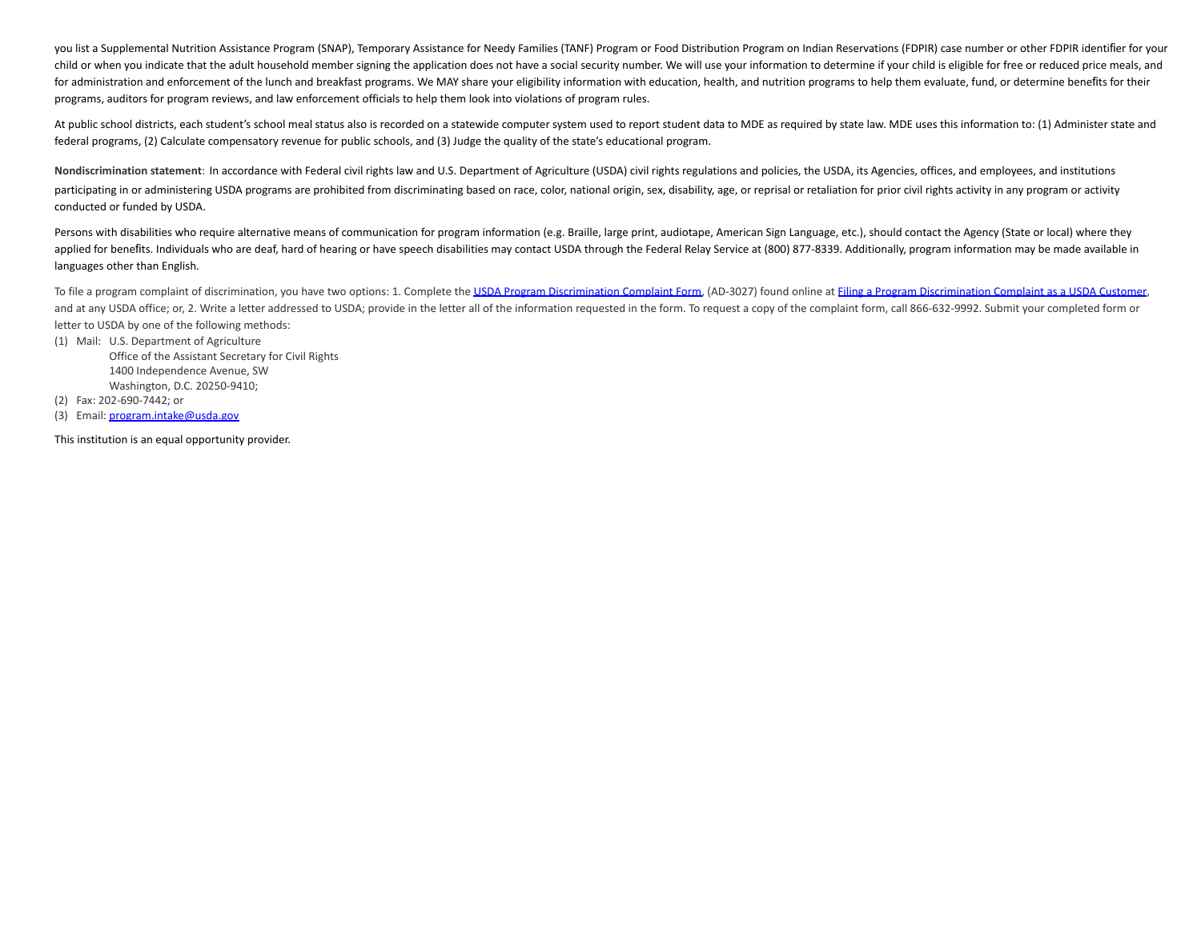you list a Supplemental Nutrition Assistance Program (SNAP), Temporary Assistance for Needy Families (TANF) Program or Food Distribution Program on Indian Reservations (FDPIR) case number or other FDPIR identifier for your child or when you indicate that the adult household member signing the application does not have a social security number. We will use your information to determine if your child is eligible for free or reduced price meals, and for administration and enforcement of the lunch and breakfast programs. We MAY share your eligibility information with education, health, and nutrition programs to help them evaluate, fund, or determine benefits for their programs, auditors for program reviews, and law enforcement officials to help them look into violations of program rules.

At public school districts, each student's school meal status also is recorded on a statewide computer system used to report student data to MDE as required by state law. MDE uses this information to: (1) Administer state and federal programs, (2) Calculate compensatory revenue for public schools, and (3) Judge the quality of the state's educational program.

**Nondiscrimination statement**: In accordance with Federal civil rights law and U.S. Department of Agriculture (USDA) civil rights regulations and policies, the USDA, its Agencies, offices, and employees, and institutions participating in or administering USDA programs are prohibited from discriminating based on race, color, national origin, sex, disability, age, or reprisal or retaliation for prior civil rights activity in any program or activity conducted or funded by USDA.

Persons with disabilities who require alternative means of communication for program information (e.g. Braille, large print, audiotape, American Sign Language, etc.), should contact the Agency (State or local) where they applied for benefits. Individuals who are deaf, hard of hearing or have speech disabilities may contact USDA through the Federal Relay Service at (800) 877-8339. Additionally, program information may be made available in languages other than English.

To file a program complaint of discrimination, you have two options: 1. Complete the USDA Program Discrimination Complaint Form, (AD-3027) found online at Filing a Program Discrimination Complaint as a USDA Customer, and at any USDA office; or, 2. Write a letter addressed to USDA; provide in the letter all of the information requested in the form. To request a copy of the complaint form, call 866-632-9992. Submit your completed form or letter to USDA by one of the following methods:

(1) Mail: U.S. Department of Agriculture
Office of the Assistant Secretary for Civil Rights
1400 Independence Avenue, SW
Washington, D.C. 20250-9410;

(2) Fax: 202-690-7442; or

(3) Email: program.intake@usda.gov

This institution is an equal opportunity provider.